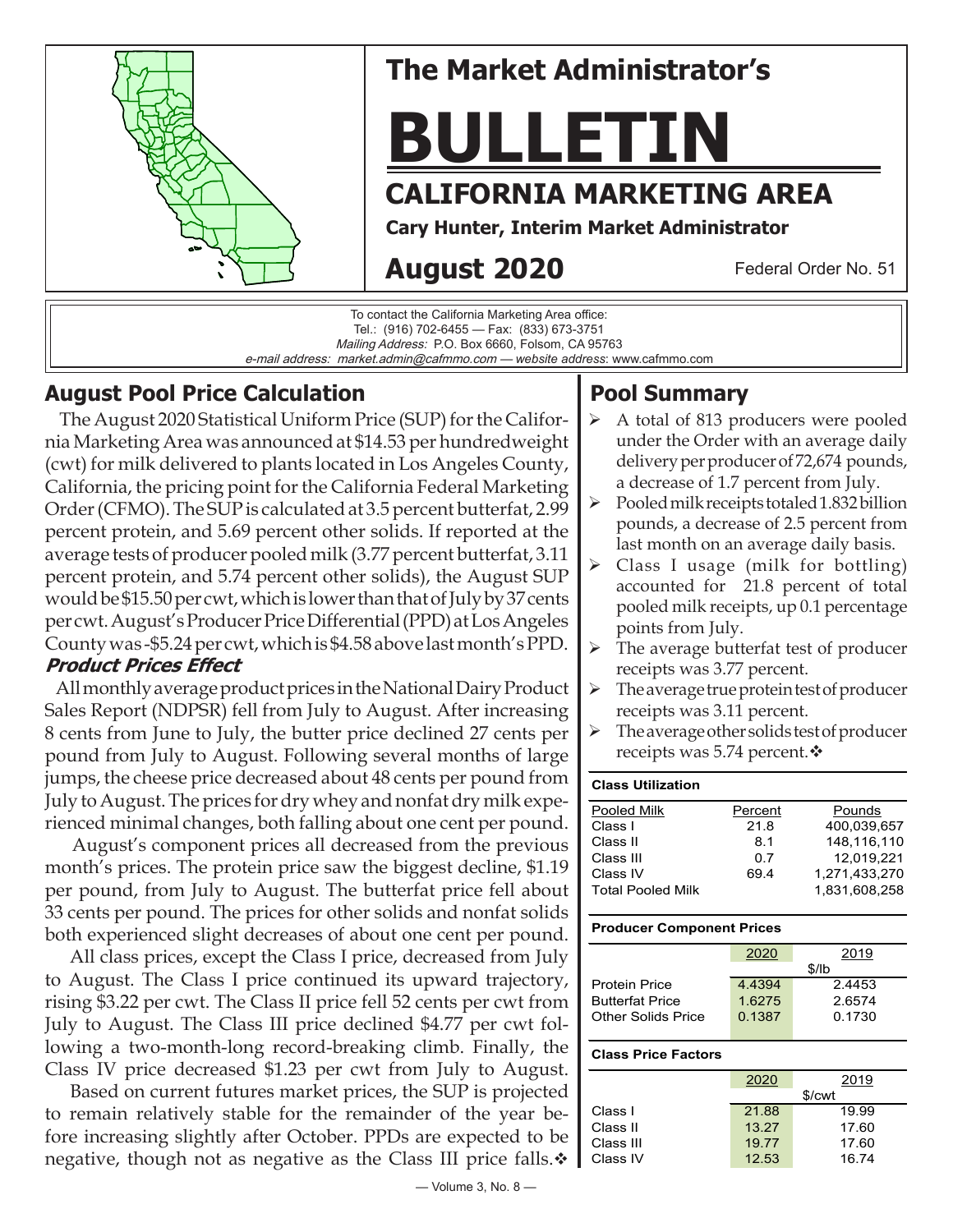# The Market Administrator's

# BULLETIN

## CALIFORNIA MARKETING AREA

**Cary Hunter, Interim Market Administrator**

**August 2020**

Federal Order No. 51

To contact the California Marketing Area office:
Tel.: (916) 702-6455 — Fax: (833) 673-3751
*Mailing Address:* P.O. Box 6660, Folsom, CA 95763
*e-mail address: market.admin@cafmmo.com* — *website address*: www.cafmmo.com

## August Pool Price Calculation

The August 2020 Statistical Uniform Price (SUP) for the California Marketing Area was announced at $14.53 per hundredweight (cwt) for milk delivered to plants located in Los Angeles County, California, the pricing point for the California Federal Marketing Order (CFMO). The SUP is calculated at 3.5 percent butterfat, 2.99 percent protein, and 5.69 percent other solids. If reported at the average tests of producer pooled milk (3.77 percent butterfat, 3.11 percent protein, and 5.74 percent other solids), the August SUP would be $15.50 per cwt, which is lower than that of July by 37 cents per cwt. August's Producer Price Differential (PPD) at Los Angeles County was -$5.24 per cwt, which is $4.58 above last month's PPD.

### *Product Prices Effect*

All monthly average product prices in the National Dairy Product Sales Report (NDPSR) fell from July to August. After increasing 8 cents from June to July, the butter price declined 27 cents per pound from July to August. Following several months of large jumps, the cheese price decreased about 48 cents per pound from July to August. The prices for dry whey and nonfat dry milk experienced minimal changes, both falling about one cent per pound.

August's component prices all decreased from the previous month's prices. The protein price saw the biggest decline, $1.19 per pound, from July to August. The butterfat price fell about 33 cents per pound. The prices for other solids and nonfat solids both experienced slight decreases of about one cent per pound.

All class prices, except the Class I price, decreased from July to August. The Class I price continued its upward trajectory, rising $3.22 per cwt. The Class II price fell 52 cents per cwt from July to August. The Class III price declined $4.77 per cwt following a two-month-long record-breaking climb. Finally, the Class IV price decreased $1.23 per cwt from July to August.

Based on current futures market prices, the SUP is projected to remain relatively stable for the remainder of the year before increasing slightly after October. PPDs are expected to be negative, though not as negative as the Class III price falls.❖

## Pool Summary

- A total of 813 producers were pooled under the Order with an average daily delivery per producer of 72,674 pounds, a decrease of 1.7 percent from July.
- Pooled milk receipts totaled 1.832 billion pounds, a decrease of 2.5 percent from last month on an average daily basis.
- Class I usage (milk for bottling) accounted for 21.8 percent of total pooled milk receipts, up 0.1 percentage points from July.
- The average butterfat test of producer receipts was 3.77 percent.
- The average true protein test of producer receipts was 3.11 percent.
- The average other solids test of producer receipts was 5.74 percent.❖

**Class Utilization**

| Pooled Milk | Percent | Pounds |
|---|---|---|
| Class I | 21.8 | 400,039,657 |
| Class II | 8.1 | 148,116,110 |
| Class III | 0.7 | 12,019,221 |
| Class IV | 69.4 | 1,271,433,270 |
| Total Pooled Milk | | 1,831,608,258 |

**Producer Component Prices**

| | 2020 | 2019 |
|---|---|---|
| | $/lb | |
| Protein Price | 4.4394 | 2.4453 |
| Butterfat Price | 1.6275 | 2.6574 |
| Other Solids Price | 0.1387 | 0.1730 |

**Class Price Factors**

| | 2020 | 2019 |
|---|---|---|
| | $/cwt | |
| Class I | 21.88 | 19.99 |
| Class II | 13.27 | 17.60 |
| Class III | 19.77 | 17.60 |
| Class IV | 12.53 | 16.74 |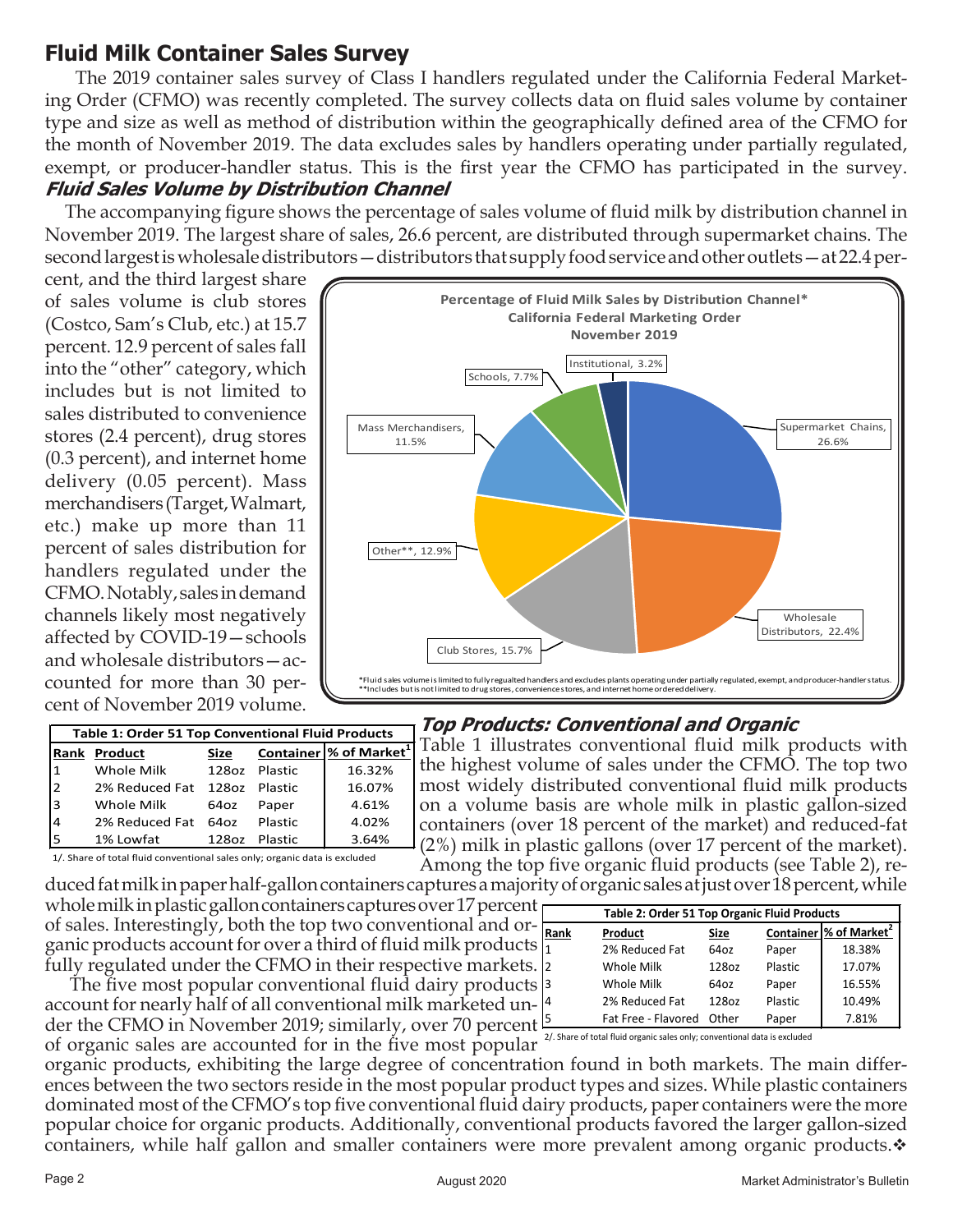## Fluid Milk Container Sales Survey

The 2019 container sales survey of Class I handlers regulated under the California Federal Marketing Order (CFMO) was recently completed. The survey collects data on fluid sales volume by container type and size as well as method of distribution within the geographically defined area of the CFMO for the month of November 2019. The data excludes sales by handlers operating under partially regulated, exempt, or producer-handler status. This is the first year the CFMO has participated in the survey.

### *Fluid Sales Volume by Distribution Channel*

The accompanying figure shows the percentage of sales volume of fluid milk by distribution channel in November 2019. The largest share of sales, 26.6 percent, are distributed through supermarket chains. The second largest is wholesale distributors—distributors that supply food service and other outlets—at 22.4 percent, and the third largest share of sales volume is club stores (Costco, Sam's Club, etc.) at 15.7 percent. 12.9 percent of sales fall into the "other" category, which includes but is not limited to sales distributed to convenience stores (2.4 percent), drug stores (0.3 percent), and internet home delivery (0.05 percent). Mass merchandisers (Target, Walmart, etc.) make up more than 11 percent of sales distribution for handlers regulated under the CFMO. Notably, sales in demand channels likely most negatively affected by COVID-19—schools and wholesale distributors—accounted for more than 30 percent of November 2019 volume.

**Percentage of Fluid Milk Sales by Distribution Channel\***
**California Federal Marketing Order**
**November 2019**

| Distribution Channel | Percentage |
|---|---|
| Supermarket Chains | 26.6% |
| Wholesale Distributors | 22.4% |
| Club Stores | 15.7% |
| Other** | 12.9% |
| Mass Merchandisers | 11.5% |
| Schools | 7.7% |
| Institutional | 3.2% |

*Fluid sales volume is limited to fully regualted handlers and excludes plants operating under partially regulated, exempt, and producer-handler status.
**Includes but is not limited to drug stores, convenience stores, and internet home ordered delivery.

**Table 1: Order 51 Top Conventional Fluid Products**

| Rank | Product | Size | Container | % of Market[1] |
|---|---|---|---|---|
| 1 | Whole Milk | 128oz | Plastic | 16.32% |
| 2 | 2% Reduced Fat | 128oz | Plastic | 16.07% |
| 3 | Whole Milk | 64oz | Paper | 4.61% |
| 4 | 2% Reduced Fat | 64oz | Plastic | 4.02% |
| 5 | 1% Lowfat | 128oz | Plastic | 3.64% |

1/. Share of total fluid conventional sales only; organic data is excluded

### *Top Products: Conventional and Organic*

Table 1 illustrates conventional fluid milk products with the highest volume of sales under the CFMO. The top two most widely distributed conventional fluid milk products on a volume basis are whole milk in plastic gallon-sized containers (over 18 percent of the market) and reduced-fat (2%) milk in plastic gallons (over 17 percent of the market). Among the top five organic fluid products (see Table 2), reduced fat milk in paper half-gallon containers captures a majority of organic sales at just over 18 percent, while whole milk in plastic gallon containers captures over 17 percent of sales. Interestingly, both the top two conventional and organic products account for over a third of fluid milk products fully regulated under the CFMO in their respective markets.

**Table 2: Order 51 Top Organic Fluid Products**

| Rank | Product | Size | Container | % of Market[2] |
|---|---|---|---|---|
| 1 | 2% Reduced Fat | 64oz | Paper | 18.38% |
| 2 | Whole Milk | 128oz | Plastic | 17.07% |
| 3 | Whole Milk | 64oz | Paper | 16.55% |
| 4 | 2% Reduced Fat | 128oz | Plastic | 10.49% |
| 5 | Fat Free - Flavored | Other | Paper | 7.81% |

2/. Share of total fluid organic sales only; conventional data is excluded

The five most popular conventional fluid dairy products account for nearly half of all conventional milk marketed under the CFMO in November 2019; similarly, over 70 percent of organic sales are accounted for in the five most popular organic products, exhibiting the large degree of concentration found in both markets. The main differences between the two sectors reside in the most popular product types and sizes. While plastic containers dominated most of the CFMO's top five conventional fluid dairy products, paper containers were the more popular choice for organic products. Additionally, conventional products favored the larger gallon-sized containers, while half gallon and smaller containers were more prevalent among organic products.❖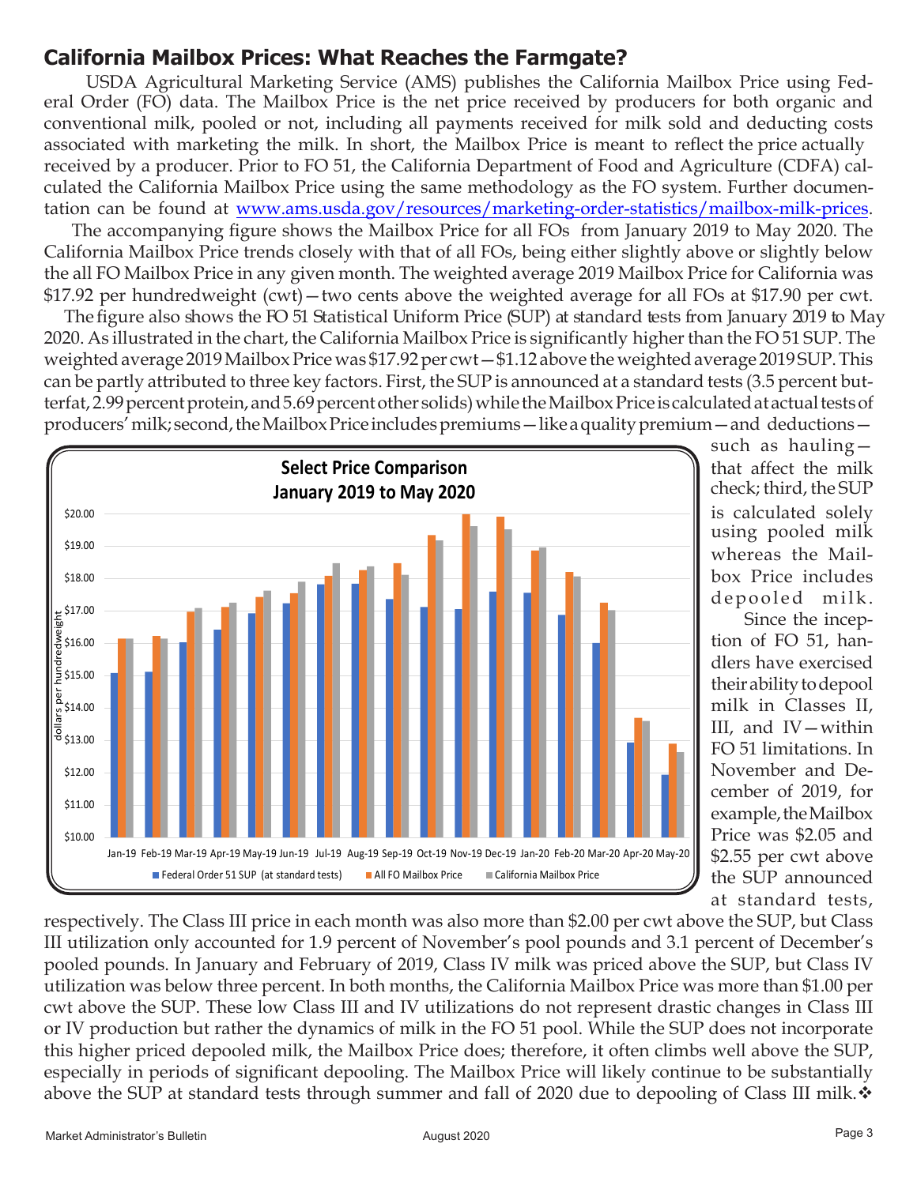## California Mailbox Prices: What Reaches the Farmgate?

USDA Agricultural Marketing Service (AMS) publishes the California Mailbox Price using Federal Order (FO) data. The Mailbox Price is the net price received by producers for both organic and conventional milk, pooled or not, including all payments received for milk sold and deducting costs associated with marketing the milk. In short, the Mailbox Price is meant to reflect the price actually received by a producer. Prior to FO 51, the California Department of Food and Agriculture (CDFA) calculated the California Mailbox Price using the same methodology as the FO system. Further documentation can be found at [www.ams.usda.gov/resources/marketing-order-statistics/mailbox-milk-prices](www.ams.usda.gov/resources/marketing-order-statistics/mailbox-milk-prices).

The accompanying figure shows the Mailbox Price for all FOs from January 2019 to May 2020. The California Mailbox Price trends closely with that of all FOs, being either slightly above or slightly below the all FO Mailbox Price in any given month. The weighted average 2019 Mailbox Price for California was $17.92 per hundredweight (cwt)—two cents above the weighted average for all FOs at $17.90 per cwt.

The figure also shows the FO 51 Statistical Uniform Price (SUP) at standard tests from January 2019 to May 2020. As illustrated in the chart, the California Mailbox Price is significantly higher than the FO 51 SUP. The weighted average 2019 Mailbox Price was $17.92 per cwt—$1.12 above the weighted average 2019 SUP. This can be partly attributed to three key factors. First, the SUP is announced at a standard tests (3.5 percent butterfat, 2.99 percent protein, and 5.69 percent other solids) while the Mailbox Price is calculated at actual tests of producers' milk; second, the Mailbox Price includes premiums—like a quality premium—and deductions—such as hauling—that affect the milk check; third, the SUP is calculated solely using pooled milk whereas the Mailbox Price includes depooled milk.

**Select Price Comparison January 2019 to May 2020**

Since the inception of FO 51, handlers have exercised their ability to depool milk in Classes II, III, and IV—within FO 51 limitations. In November and December of 2019, for example, the Mailbox Price was $2.05 and $2.55 per cwt above the SUP announced at standard tests, respectively. The Class III price in each month was also more than $2.00 per cwt above the SUP, but Class III utilization only accounted for 1.9 percent of November's pool pounds and 3.1 percent of December's pooled pounds. In January and February of 2019, Class IV milk was priced above the SUP, but Class IV utilization was below three percent. In both months, the California Mailbox Price was more than $1.00 per cwt above the SUP. These low Class III and IV utilizations do not represent drastic changes in Class III or IV production but rather the dynamics of milk in the FO 51 pool. While the SUP does not incorporate this higher priced depooled milk, the Mailbox Price does; therefore, it often climbs well above the SUP, especially in periods of significant depooling. The Mailbox Price will likely continue to be substantially above the SUP at standard tests through summer and fall of 2020 due to depooling of Class III milk.❖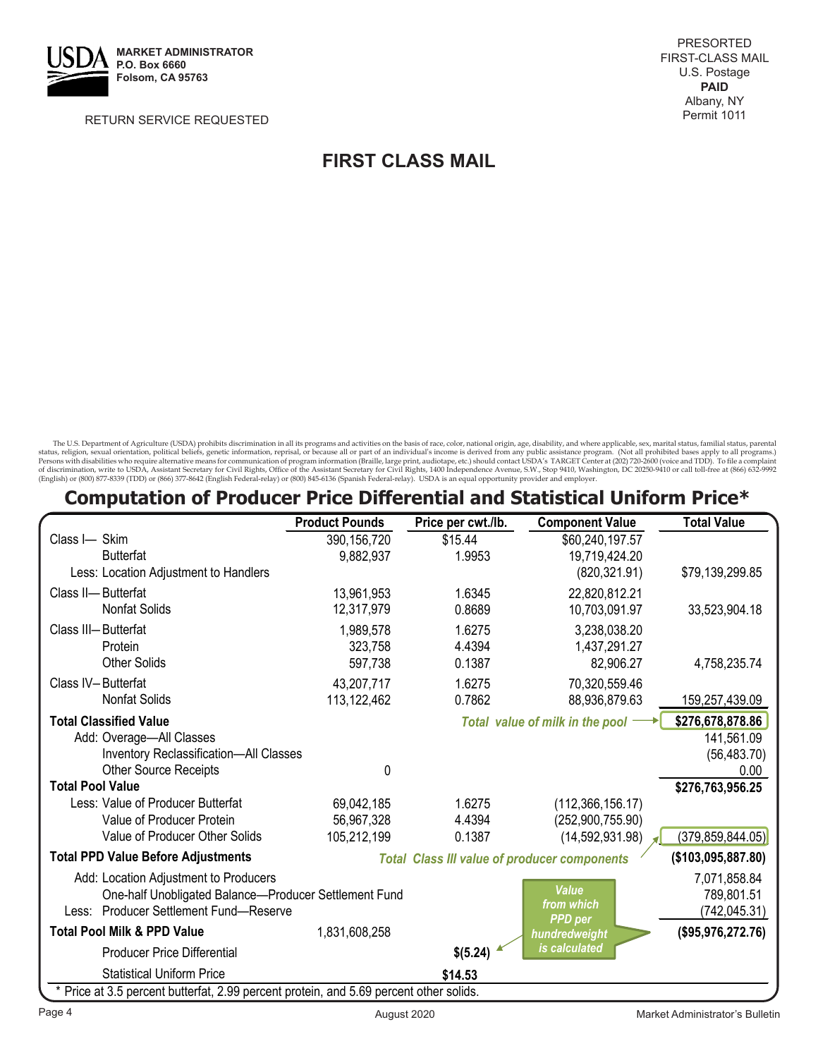MARKET ADMINISTRATOR
P.O. Box 6660
Folsom, CA 95763

RETURN SERVICE REQUESTED

PRESORTED
FIRST-CLASS MAIL
U.S. Postage
**PAID**
Albany, NY
Permit 1011

## FIRST CLASS MAIL

The U.S. Department of Agriculture (USDA) prohibits discrimination in all its programs and activities on the basis of race, color, national origin, age, disability, and where applicable, sex, marital status, familial status, parental status, religion, sexual orientation, political beliefs, genetic information, reprisal, or because all or part of an individual's income is derived from any public assistance program. (Not all prohibited bases apply to all programs.) Persons with disabilities who require alternative means for communication of program information (Braille, large print, audiotape, etc.) should contact USDA's TARGET Center at (202) 720-2600 (voice and TDD). To file a complaint of discrimination, write to USDA, Assistant Secretary for Civil Rights, Office of the Assistant Secretary for Civil Rights, 1400 Independence Avenue, S.W., Stop 9410, Washington, DC 20250-9410 or call toll-free at (866) 632-9992 (English) or (800) 877-8339 (TDD) or (866) 377-8642 (English Federal-relay) or (800) 845-6136 (Spanish Federal-relay). USDA is an equal opportunity provider and employer.

## Computation of Producer Price Differential and Statistical Uniform Price*

| | Product Pounds | Price per cwt./lb. | Component Value | Total Value |
|---|---|---|---|---|
| Class I— Skim | 390,156,720 | $15.44 | $60,240,197.57 | |
| Butterfat | 9,882,937 | 1.9953 | 19,719,424.20 | |
| Less: Location Adjustment to Handlers | | | (820,321.91) | $79,139,299.85 |
| Class II— Butterfat | 13,961,953 | 1.6345 | 22,820,812.21 | |
| Nonfat Solids | 12,317,979 | 0.8689 | 10,703,091.97 | 33,523,904.18 |
| Class III— Butterfat | 1,989,578 | 1.6275 | 3,238,038.20 | |
| Protein | 323,758 | 4.4394 | 1,437,291.27 | |
| Other Solids | 597,738 | 0.1387 | 82,906.27 | 4,758,235.74 |
| Class IV— Butterfat | 43,207,717 | 1.6275 | 70,320,559.46 | |
| Nonfat Solids | 113,122,462 | 0.7862 | 88,936,879.63 | 159,257,439.09 |
| **Total Classified Value** | | | *Total value of milk in the pool* | **$276,678,878.86** |
| Add: Overage—All Classes | | | | 141,561.09 |
| Inventory Reclassification—All Classes | | | | (56,483.70) |
| Other Source Receipts | 0 | | | 0.00 |
| **Total Pool Value** | | | | **$276,763,956.25** |
| Less: Value of Producer Butterfat | 69,042,185 | 1.6275 | (112,366,156.17) | |
| Value of Producer Protein | 56,967,328 | 4.4394 | (252,900,755.90) | |
| Value of Producer Other Solids | 105,212,199 | 0.1387 | (14,592,931.98) | (379,859,844.05) |
| **Total PPD Value Before Adjustments** | | | *Total Class III value of producer components* | **($103,095,887.80)** |
| Add: Location Adjustment to Producers | | | | 7,071,858.84 |
| One-half Unobligated Balance—Producer Settlement Fund | | | | 789,801.51 |
| Less: Producer Settlement Fund—Reserve | | | | (742,045.31) |
| **Total Pool Milk & PPD Value** | 1,831,608,258 | | *Value from which PPD per hundredweight is calculated* | **($95,976,272.76)** |
| Producer Price Differential | | **$(5.24)** | | |
| Statistical Uniform Price | | **$14.53** | | |

\* Price at 3.5 percent butterfat, 2.99 percent protein, and 5.69 percent other solids.